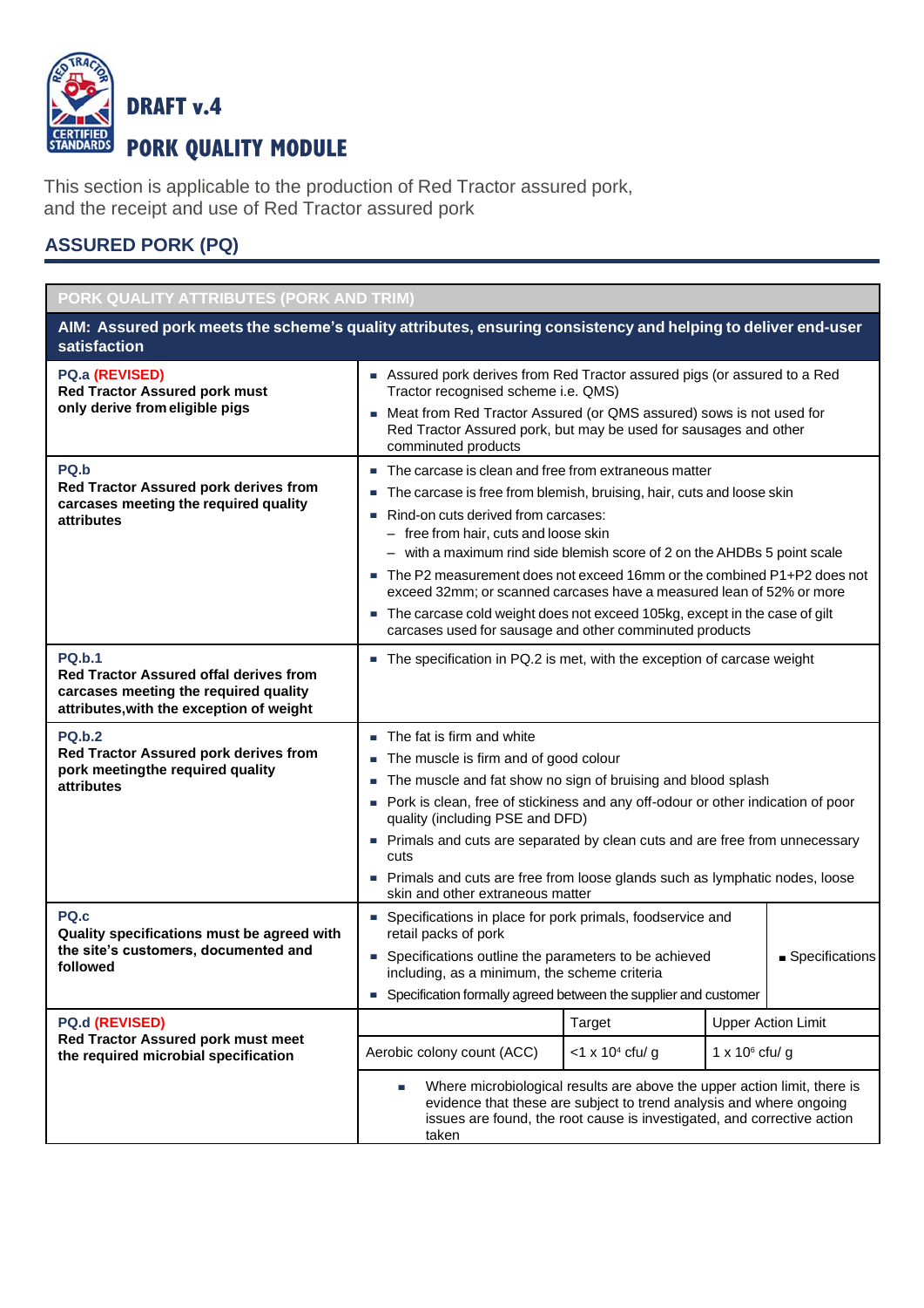# DRAFT v.4

# PORK QUALITY MODULE

This section is applicable to the production of Red Tractor assured pork, and the receipt and use of Red Tractor assured pork

## ASSURED PORK (PQ)

| PORK QUALITY ATTRIBUTES (PORK AND TRIM) | | | |
|---|---|---|---|
| **AIM: Assured pork meets the scheme's quality attributes, ensuring consistency and helping to deliver end-user satisfaction** | | | |
| **PQ.a (REVISED)**<br>**Red Tractor Assured pork must only derive from eligible pigs** | ■ Assured pork derives from Red Tractor assured pigs (or assured to a Red Tractor recognised scheme i.e. QMS)<br>■ Meat from Red Tractor Assured (or QMS assured) sows is not used for Red Tractor Assured pork, but may be used for sausages and other comminuted products | | |
| **PQ.b**<br>**Red Tractor Assured pork derives from carcases meeting the required quality attributes** | ■ The carcase is clean and free from extraneous matter<br>■ The carcase is free from blemish, bruising, hair, cuts and loose skin<br>■ Rind-on cuts derived from carcases:<br>– free from hair, cuts and loose skin<br>– with a maximum rind side blemish score of 2 on the AHDBs 5 point scale<br>■ The P2 measurement does not exceed 16mm or the combined P1+P2 does not exceed 32mm; or scanned carcases have a measured lean of 52% or more<br>■ The carcase cold weight does not exceed 105kg, except in the case of gilt carcases used for sausage and other comminuted products | | |
| **PQ.b.1**<br>**Red Tractor Assured offal derives from carcases meeting the required quality attributes,with the exception of weight** | ■ The specification in PQ.2 is met, with the exception of carcase weight | | |
| **PQ.b.2**<br>**Red Tractor Assured pork derives from pork meetingthe required quality attributes** | ■ The fat is firm and white<br>■ The muscle is firm and of good colour<br>■ The muscle and fat show no sign of bruising and blood splash<br>■ Pork is clean, free of stickiness and any off-odour or other indication of poor quality (including PSE and DFD)<br>■ Primals and cuts are separated by clean cuts and are free from unnecessary cuts<br>■ Primals and cuts are free from loose glands such as lymphatic nodes, loose skin and other extraneous matter | | |
| **PQ.c**<br>**Quality specifications must be agreed with the site's customers, documented and followed** | ■ Specifications in place for pork primals, foodservice and retail packs of pork<br>■ Specifications outline the parameters to be achieved including, as a minimum, the scheme criteria<br>■ Specification formally agreed between the supplier and customer | | ■ Specifications |
| **PQ.d (REVISED)**<br>**Red Tractor Assured pork must meet the required microbial specification** | | Target | Upper Action Limit |
| | Aerobic colony count (ACC) | $<1 \times 10^4$ cfu/ g | $1 \times 10^6$ cfu/ g |
| | ■ Where microbiological results are above the upper action limit, there is evidence that these are subject to trend analysis and where ongoing issues are found, the root cause is investigated, and corrective action taken | | |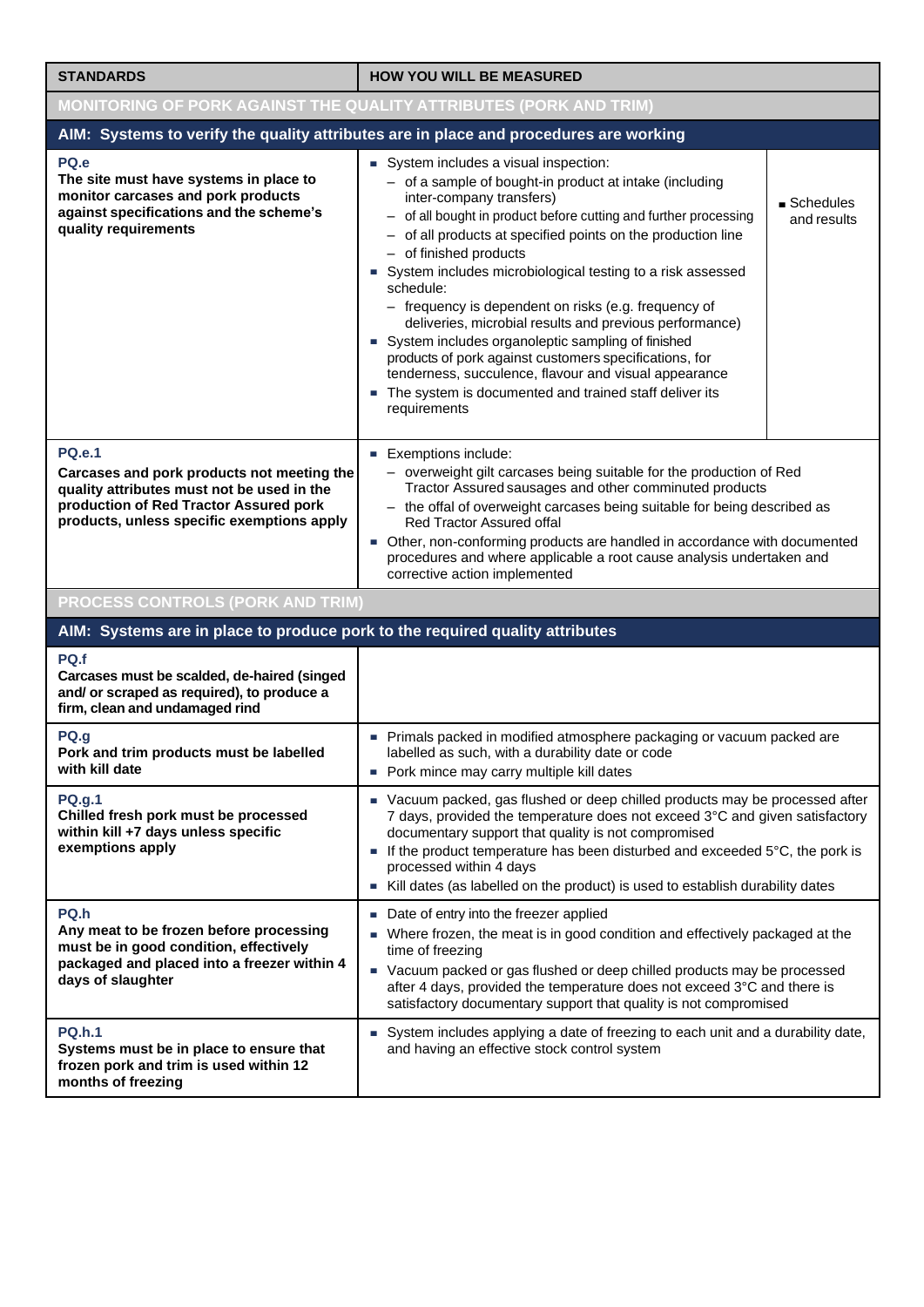| STANDARDS | HOW YOU WILL BE MEASURED | |
|---|---|---|
| **MONITORING OF PORK AGAINST THE QUALITY ATTRIBUTES (PORK AND TRIM)** | | |
| **AIM: Systems to verify the quality attributes are in place and procedures are working** | | |
| **PQ.e**<br>**The site must have systems in place to monitor carcases and pork products against specifications and the scheme's quality requirements** | ■ System includes a visual inspection:<br>– of a sample of bought-in product at intake (including inter-company transfers)<br>– of all bought in product before cutting and further processing<br>– of all products at specified points on the production line<br>– of finished products<br>■ System includes microbiological testing to a risk assessed schedule:<br>– frequency is dependent on risks (e.g. frequency of deliveries, microbial results and previous performance)<br>■ System includes organoleptic sampling of finished products of pork against customers specifications, for tenderness, succulence, flavour and visual appearance<br>■ The system is documented and trained staff deliver its requirements | ■ Schedules and results |
| **PQ.e.1**<br>**Carcases and pork products not meeting the quality attributes must not be used in the production of Red Tractor Assured pork products, unless specific exemptions apply** | ■ Exemptions include:<br>– overweight gilt carcases being suitable for the production of Red Tractor Assured sausages and other comminuted products<br>– the offal of overweight carcases being suitable for being described as Red Tractor Assured offal<br>■ Other, non-conforming products are handled in accordance with documented procedures and where applicable a root cause analysis undertaken and corrective action implemented | |
| **PROCESS CONTROLS (PORK AND TRIM)** | | |
| **AIM: Systems are in place to produce pork to the required quality attributes** | | |
| **PQ.f**<br>**Carcases must be scalded, de-haired (singed and/ or scraped as required), to produce a firm, clean and undamaged rind** | | |
| **PQ.g**<br>**Pork and trim products must be labelled with kill date** | ■ Primals packed in modified atmosphere packaging or vacuum packed are labelled as such, with a durability date or code<br>■ Pork mince may carry multiple kill dates | |
| **PQ.g.1**<br>**Chilled fresh pork must be processed within kill +7 days unless specific exemptions apply** | ■ Vacuum packed, gas flushed or deep chilled products may be processed after 7 days, provided the temperature does not exceed 3°C and given satisfactory documentary support that quality is not compromised<br>■ If the product temperature has been disturbed and exceeded 5°C, the pork is processed within 4 days<br>■ Kill dates (as labelled on the product) is used to establish durability dates | |
| **PQ.h**<br>**Any meat to be frozen before processing must be in good condition, effectively packaged and placed into a freezer within 4 days of slaughter** | ■ Date of entry into the freezer applied<br>■ Where frozen, the meat is in good condition and effectively packaged at the time of freezing<br>■ Vacuum packed or gas flushed or deep chilled products may be processed after 4 days, provided the temperature does not exceed 3°C and there is satisfactory documentary support that quality is not compromised | |
| **PQ.h.1**<br>**Systems must be in place to ensure that frozen pork and trim is used within 12 months of freezing** | ■ System includes applying a date of freezing to each unit and a durability date, and having an effective stock control system | |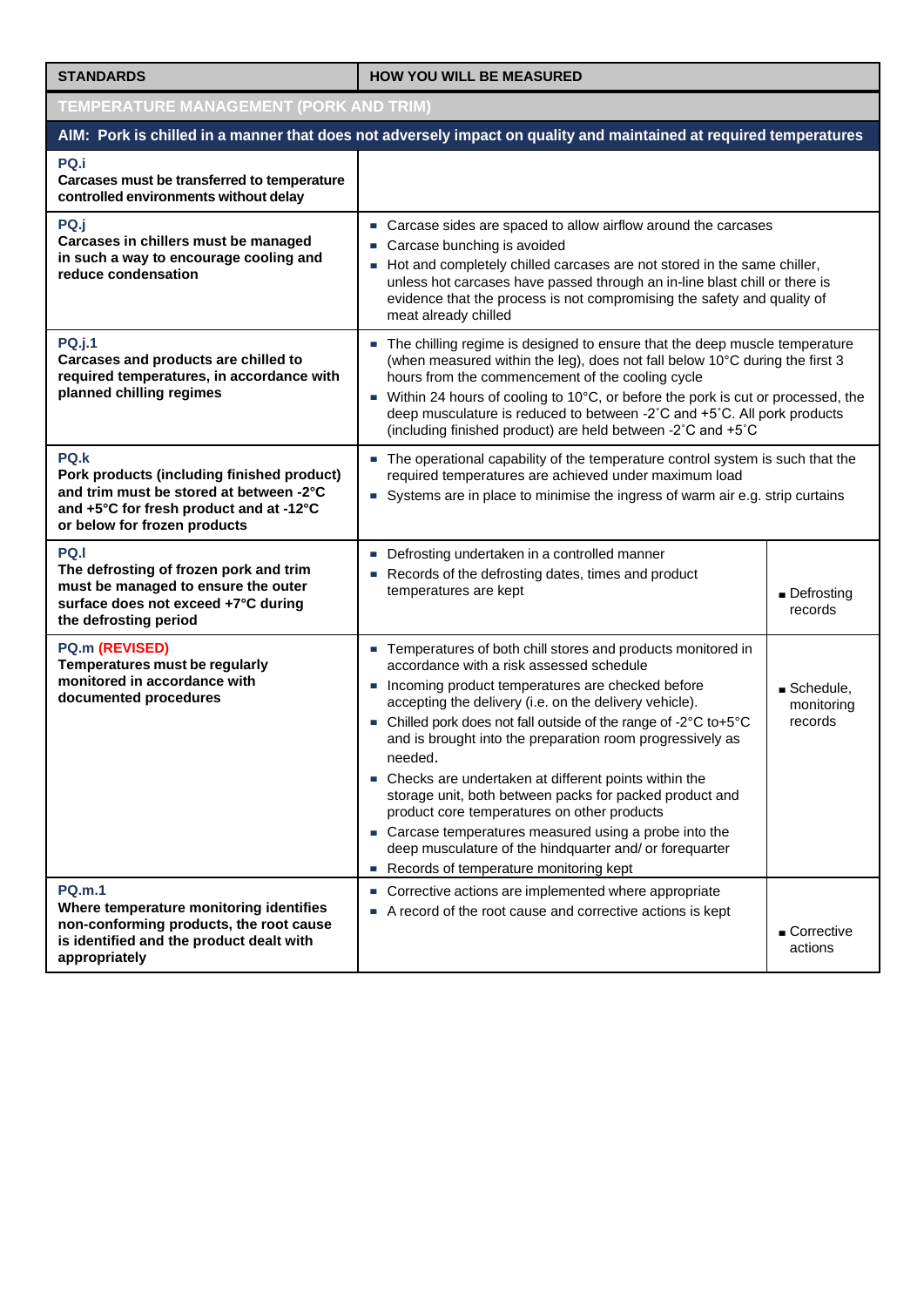| STANDARDS | HOW YOU WILL BE MEASURED | |
|---|---|---|
| **TEMPERATURE MANAGEMENT (PORK AND TRIM)** | | |
| **AIM: Pork is chilled in a manner that does not adversely impact on quality and maintained at required temperatures** | | |
| **PQ.i**<br>**Carcases must be transferred to temperature controlled environments without delay** | | |
| **PQ.j**<br>**Carcases in chillers must be managed in such a way to encourage cooling and reduce condensation** | ▪ Carcase sides are spaced to allow airflow around the carcases<br>▪ Carcase bunching is avoided<br>▪ Hot and completely chilled carcases are not stored in the same chiller, unless hot carcases have passed through an in-line blast chill or there is evidence that the process is not compromising the safety and quality of meat already chilled | |
| **PQ.j.1**<br>**Carcases and products are chilled to required temperatures, in accordance with planned chilling regimes** | ▪ The chilling regime is designed to ensure that the deep muscle temperature (when measured within the leg), does not fall below 10°C during the first 3 hours from the commencement of the cooling cycle<br>▪ Within 24 hours of cooling to 10°C, or before the pork is cut or processed, the deep musculature is reduced to between -2˚C and +5˚C. All pork products (including finished product) are held between -2˚C and +5˚C | |
| **PQ.k**<br>**Pork products (including finished product) and trim must be stored at between -2°C and +5°C for fresh product and at -12°C or below for frozen products** | ▪ The operational capability of the temperature control system is such that the required temperatures are achieved under maximum load<br>▪ Systems are in place to minimise the ingress of warm air e.g. strip curtains | |
| **PQ.l**<br>**The defrosting of frozen pork and trim must be managed to ensure the outer surface does not exceed +7°C during the defrosting period** | ▪ Defrosting undertaken in a controlled manner<br>▪ Records of the defrosting dates, times and product temperatures are kept | ▪ Defrosting records |
| **PQ.m (REVISED)**<br>**Temperatures must be regularly monitored in accordance with documented procedures** | ▪ Temperatures of both chill stores and products monitored in accordance with a risk assessed schedule<br>▪ Incoming product temperatures are checked before accepting the delivery (i.e. on the delivery vehicle).<br>▪ Chilled pork does not fall outside of the range of -2°C to+5°C and is brought into the preparation room progressively as needed.<br>▪ Checks are undertaken at different points within the storage unit, both between packs for packed product and product core temperatures on other products<br>▪ Carcase temperatures measured using a probe into the deep musculature of the hindquarter and/ or forequarter<br>▪ Records of temperature monitoring kept | ▪ Schedule, monitoring records |
| **PQ.m.1**<br>**Where temperature monitoring identifies non-conforming products, the root cause is identified and the product dealt with appropriately** | ▪ Corrective actions are implemented where appropriate<br>▪ A record of the root cause and corrective actions is kept | ▪ Corrective actions |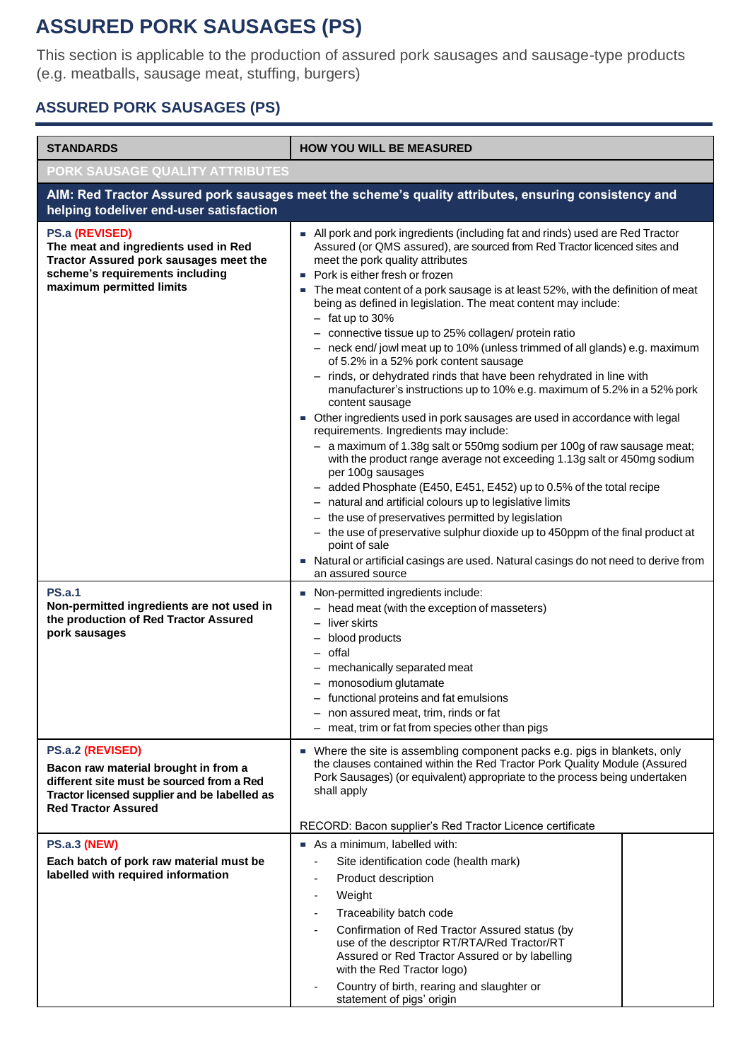# ASSURED PORK SAUSAGES (PS)

This section is applicable to the production of assured pork sausages and sausage-type products (e.g. meatballs, sausage meat, stuffing, burgers)

## ASSURED PORK SAUSAGES (PS)

| STANDARDS | HOW YOU WILL BE MEASURED |
|---|---|
| **PORK SAUSAGE QUALITY ATTRIBUTES** | |
| **AIM: Red Tractor Assured pork sausages meet the scheme's quality attributes, ensuring consistency and helping todeliver end-user satisfaction** | |
| **PS.a (REVISED)**<br>**The meat and ingredients used in Red Tractor Assured pork sausages meet the scheme's requirements including maximum permitted limits** | ▪ All pork and pork ingredients (including fat and rinds) used are Red Tractor Assured (or QMS assured), are sourced from Red Tractor licenced sites and meet the pork quality attributes<br>▪ Pork is either fresh or frozen<br>▪ The meat content of a pork sausage is at least 52%, with the definition of meat being as defined in legislation. The meat content may include:<br>– fat up to 30%<br>– connective tissue up to 25% collagen/ protein ratio<br>– neck end/ jowl meat up to 10% (unless trimmed of all glands) e.g. maximum of 5.2% in a 52% pork content sausage<br>– rinds, or dehydrated rinds that have been rehydrated in line with manufacturer's instructions up to 10% e.g. maximum of 5.2% in a 52% pork content sausage<br>▪ Other ingredients used in pork sausages are used in accordance with legal requirements. Ingredients may include:<br>– a maximum of 1.38g salt or 550mg sodium per 100g of raw sausage meat; with the product range average not exceeding 1.13g salt or 450mg sodium per 100g sausages<br>– added Phosphate (E450, E451, E452) up to 0.5% of the total recipe<br>– natural and artificial colours up to legislative limits<br>– the use of preservatives permitted by legislation<br>– the use of preservative sulphur dioxide up to 450ppm of the final product at point of sale<br>▪ Natural or artificial casings are used. Natural casings do not need to derive from an assured source |
| **PS.a.1**<br>**Non-permitted ingredients are not used in the production of Red Tractor Assured pork sausages** | ▪ Non-permitted ingredients include:<br>– head meat (with the exception of masseters)<br>– liver skirts<br>– blood products<br>– offal<br>– mechanically separated meat<br>– monosodium glutamate<br>– functional proteins and fat emulsions<br>– non assured meat, trim, rinds or fat<br>– meat, trim or fat from species other than pigs |
| **PS.a.2 (REVISED)**<br>**Bacon raw material brought in from a different site must be sourced from a Red Tractor licensed supplier and be labelled as Red Tractor Assured** | ▪ Where the site is assembling component packs e.g. pigs in blankets, only the clauses contained within the Red Tractor Pork Quality Module (Assured Pork Sausages) (or equivalent) appropriate to the process being undertaken shall apply<br><br>RECORD: Bacon supplier's Red Tractor Licence certificate |
| **PS.a.3 (NEW)**<br>**Each batch of pork raw material must be labelled with required information** | ▪ As a minimum, labelled with:<br>- Site identification code (health mark)<br>- Product description<br>- Weight<br>- Traceability batch code<br>- Confirmation of Red Tractor Assured status (by use of the descriptor RT/RTA/Red Tractor/RT Assured or Red Tractor Assured or by labelling with the Red Tractor logo)<br>- Country of birth, rearing and slaughter or statement of pigs' origin |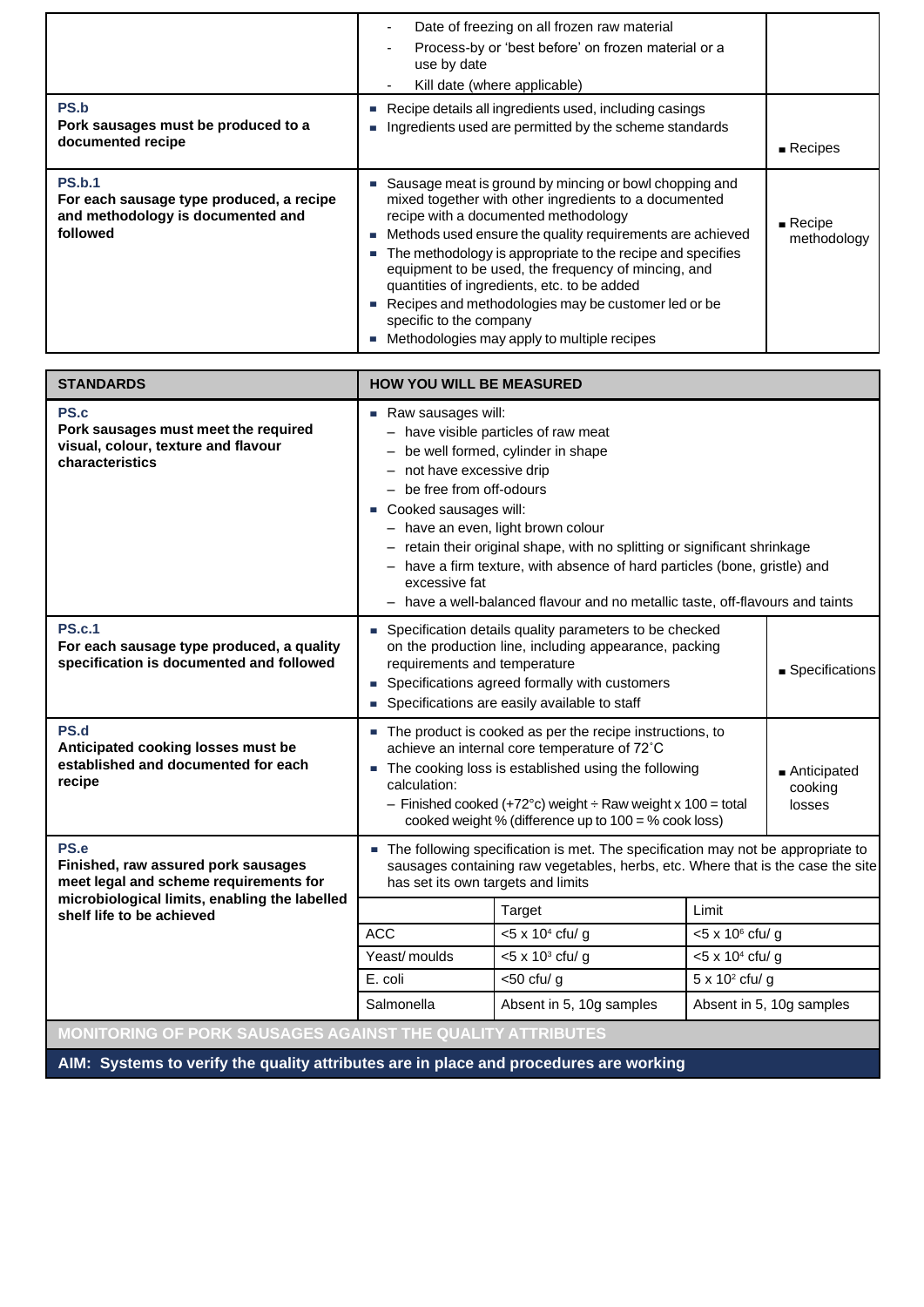| | | |
|---|---|---|
| | - Date of freezing on all frozen raw material<br>- Process-by or 'best before' on frozen material or a use by date<br>- Kill date (where applicable) | |
| **PS.b**<br>**Pork sausages must be produced to a documented recipe** | - Recipe details all ingredients used, including casings<br>- Ingredients used are permitted by the scheme standards | - Recipes |
| **PS.b.1**<br>**For each sausage type produced, a recipe and methodology is documented and followed** | - Sausage meat is ground by mincing or bowl chopping and mixed together with other ingredients to a documented recipe with a documented methodology<br>- Methods used ensure the quality requirements are achieved<br>- The methodology is appropriate to the recipe and specifies equipment to be used, the frequency of mincing, and quantities of ingredients, etc. to be added<br>- Recipes and methodologies may be customer led or be specific to the company<br>- Methodologies may apply to multiple recipes | - Recipe methodology |

| STANDARDS | HOW YOU WILL BE MEASURED | | |
|---|---|---|---|
| **PS.c**<br>**Pork sausages must meet the required visual, colour, texture and flavour characteristics** | - Raw sausages will:<br>– have visible particles of raw meat<br>– be well formed, cylinder in shape<br>– not have excessive drip<br>– be free from off-odours<br>- Cooked sausages will:<br>– have an even, light brown colour<br>– retain their original shape, with no splitting or significant shrinkage<br>– have a firm texture, with absence of hard particles (bone, gristle) and excessive fat<br>– have a well-balanced flavour and no metallic taste, off-flavours and taints | | |
| **PS.c.1**<br>**For each sausage type produced, a quality specification is documented and followed** | - Specification details quality parameters to be checked on the production line, including appearance, packing requirements and temperature<br>- Specifications agreed formally with customers<br>- Specifications are easily available to staff | | - Specifications |
| **PS.d**<br>**Anticipated cooking losses must be established and documented for each recipe** | - The product is cooked as per the recipe instructions, to achieve an internal core temperature of 72˚C<br>- The cooking loss is established using the following calculation:<br>– Finished cooked (+72°c) weight ÷ Raw weight x 100 = total cooked weight % (difference up to 100 = % cook loss) | | - Anticipated cooking losses |
| **PS.e**<br>**Finished, raw assured pork sausages meet legal and scheme requirements for microbiological limits, enabling the labelled shelf life to be achieved** | - The following specification is met. The specification may not be appropriate to sausages containing raw vegetables, herbs, etc. Where that is the case the site has set its own targets and limits | | |
| | | Target | Limit |
| | ACC | $<5 \times 10^4$ cfu/ g | $<5 \times 10^6$ cfu/ g |
| | Yeast/ moulds | $<5 \times 10^3$ cfu/ g | $<5 \times 10^4$ cfu/ g |
| | E. coli | <50 cfu/ g | $5 \times 10^2$ cfu/ g |
| | Salmonella | Absent in 5, 10g samples | Absent in 5, 10g samples |

**MONITORING OF PORK SAUSAGES AGAINST THE QUALITY ATTRIBUTES**

**AIM: Systems to verify the quality attributes are in place and procedures are working**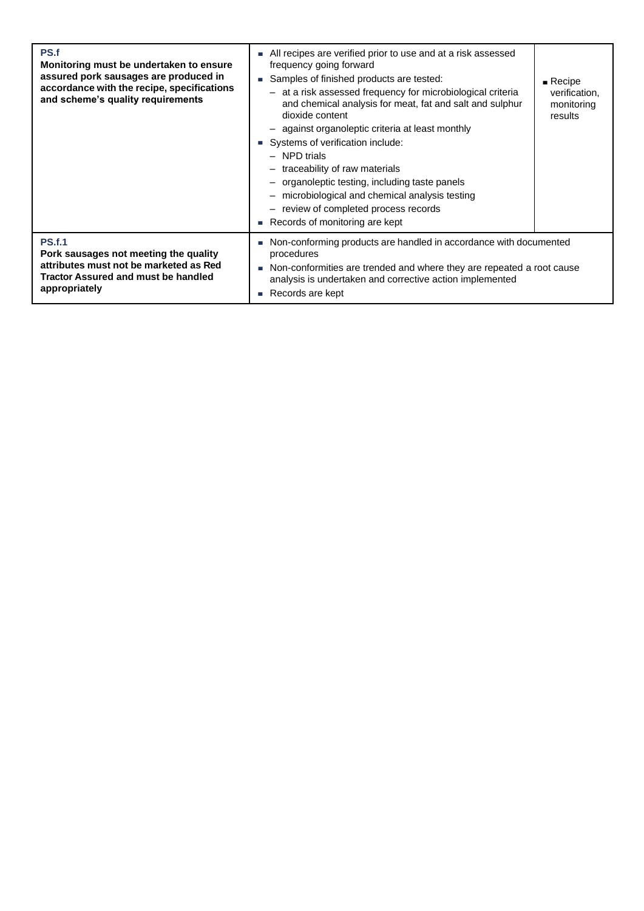| | | |
|---|---|---|
| **PS.f**<br>**Monitoring must be undertaken to ensure assured pork sausages are produced in accordance with the recipe, specifications and scheme's quality requirements** | ■ All recipes are verified prior to use and at a risk assessed frequency going forward<br>■ Samples of finished products are tested:<br>– at a risk assessed frequency for microbiological criteria and chemical analysis for meat, fat and salt and sulphur dioxide content<br>– against organoleptic criteria at least monthly<br>■ Systems of verification include:<br>– NPD trials<br>– traceability of raw materials<br>– organoleptic testing, including taste panels<br>– microbiological and chemical analysis testing<br>– review of completed process records<br>■ Records of monitoring are kept | ■ Recipe verification, monitoring results |
| **PS.f.1**<br>**Pork sausages not meeting the quality attributes must not be marketed as Red Tractor Assured and must be handled appropriately** | ■ Non-conforming products are handled in accordance with documented procedures<br>■ Non-conformities are trended and where they are repeated a root cause analysis is undertaken and corrective action implemented<br>■ Records are kept | |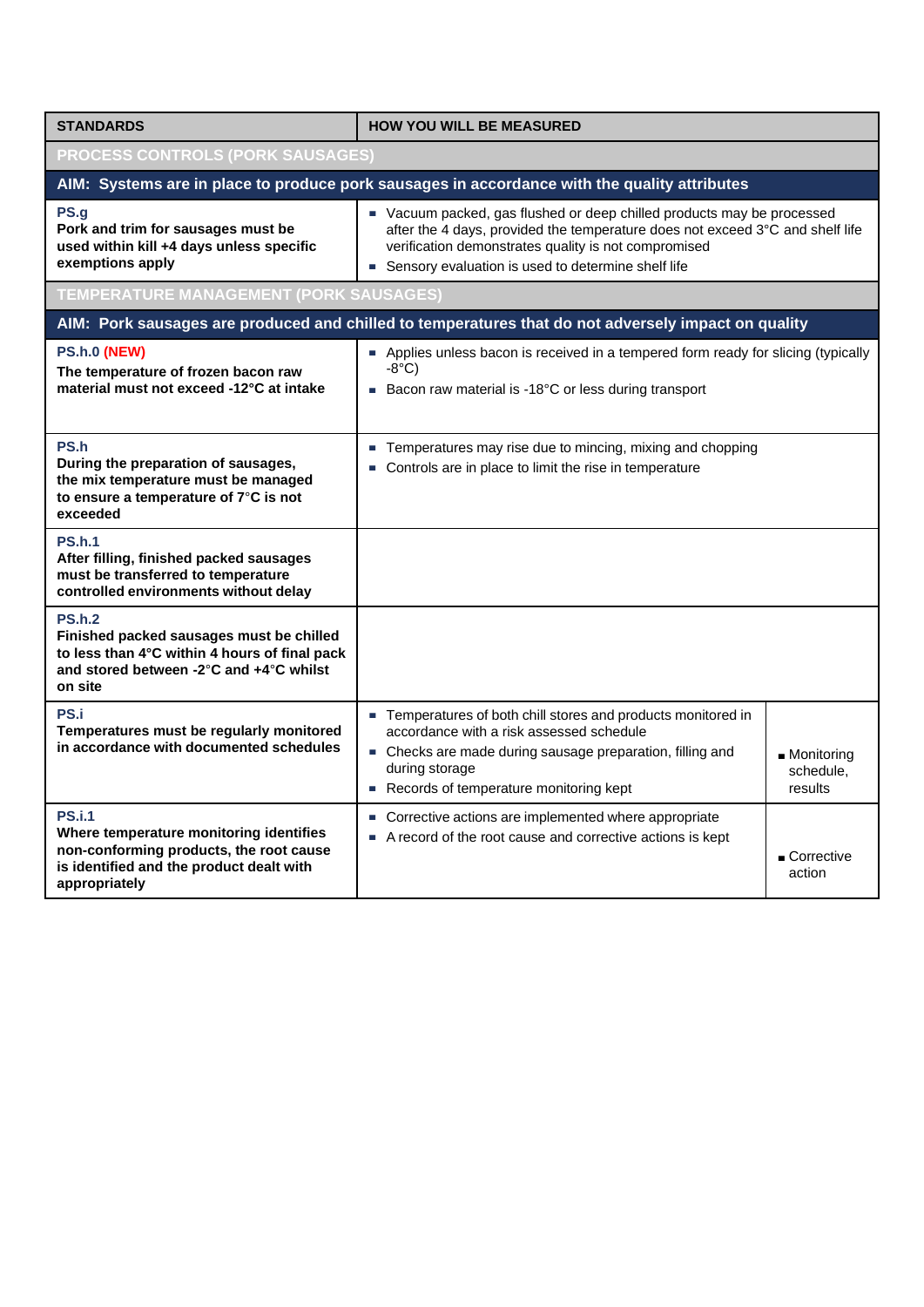| STANDARDS | HOW YOU WILL BE MEASURED | |
|---|---|---|
| **PROCESS CONTROLS (PORK SAUSAGES)** | | |
| **AIM: Systems are in place to produce pork sausages in accordance with the quality attributes** | | |
| **PS.g**<br>**Pork and trim for sausages must be used within kill +4 days unless specific exemptions apply** | ▪ Vacuum packed, gas flushed or deep chilled products may be processed after the 4 days, provided the temperature does not exceed 3°C and shelf life verification demonstrates quality is not compromised<br>▪ Sensory evaluation is used to determine shelf life | |
| **TEMPERATURE MANAGEMENT (PORK SAUSAGES)** | | |
| **AIM: Pork sausages are produced and chilled to temperatures that do not adversely impact on quality** | | |
| **PS.h.0 (NEW)**<br>**The temperature of frozen bacon raw material must not exceed -12°C at intake** | ▪ Applies unless bacon is received in a tempered form ready for slicing (typically -8°C)<br>▪ Bacon raw material is -18°C or less during transport | |
| **PS.h**<br>**During the preparation of sausages, the mix temperature must be managed to ensure a temperature of 7°C is not exceeded** | ▪ Temperatures may rise due to mincing, mixing and chopping<br>▪ Controls are in place to limit the rise in temperature | |
| **PS.h.1**<br>**After filling, finished packed sausages must be transferred to temperature controlled environments without delay** | | |
| **PS.h.2**<br>**Finished packed sausages must be chilled to less than 4°C within 4 hours of final pack and stored between -2°C and +4°C whilst on site** | | |
| **PS.i**<br>**Temperatures must be regularly monitored in accordance with documented schedules** | ▪ Temperatures of both chill stores and products monitored in accordance with a risk assessed schedule<br>▪ Checks are made during sausage preparation, filling and during storage<br>▪ Records of temperature monitoring kept | ▪ Monitoring schedule, results |
| **PS.i.1**<br>**Where temperature monitoring identifies non-conforming products, the root cause is identified and the product dealt with appropriately** | ▪ Corrective actions are implemented where appropriate<br>▪ A record of the root cause and corrective actions is kept | ▪ Corrective action |